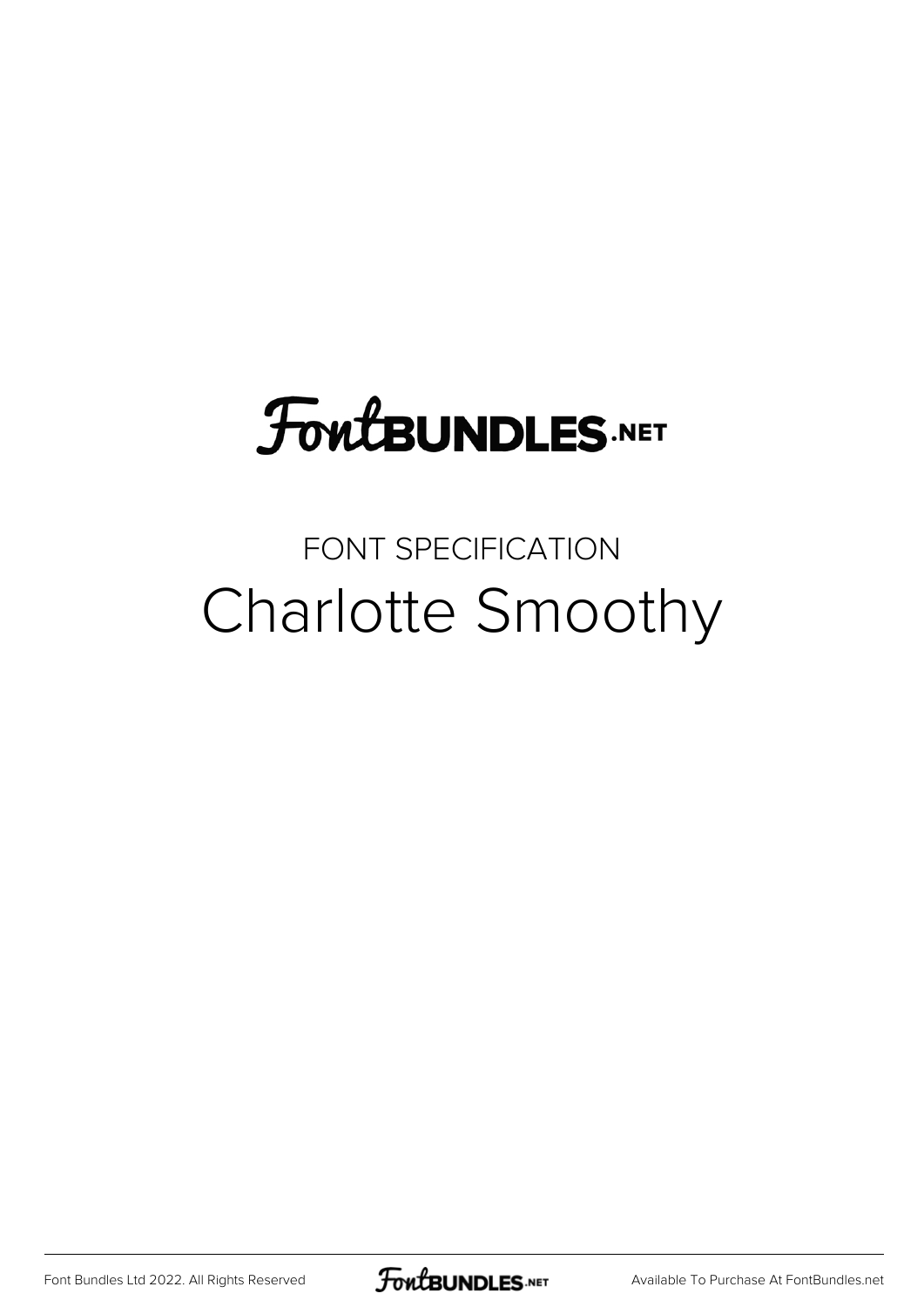FontBUNDLES.NET

FONT SPECIFICATION

# Charlotte Smoothy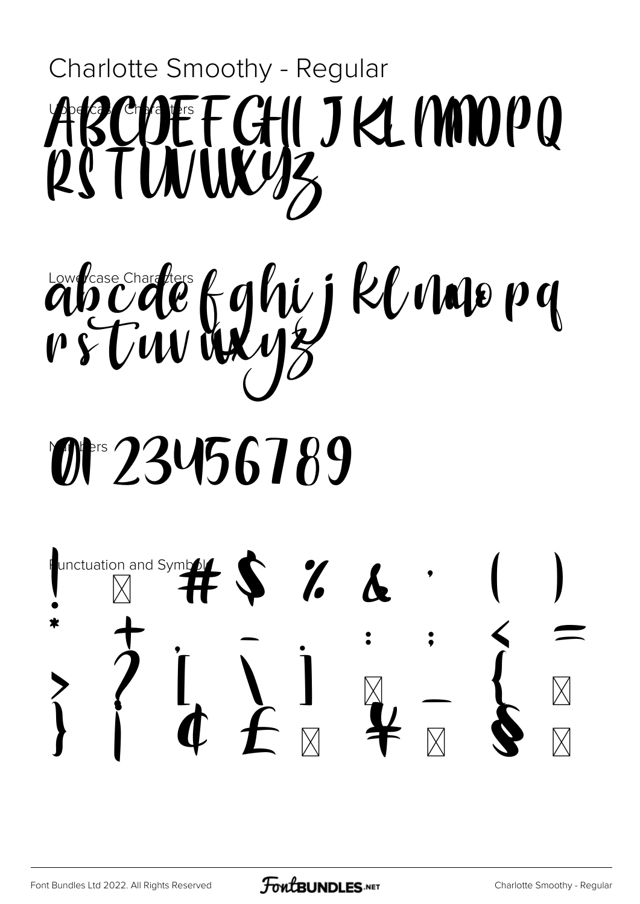# Charlotte Smoothy - Regular

Uppercase Characters

ABCDEFGHIJKLMNOPQ RSTUVWXYZ

Lowercase Characters

abcdefghijklmnopq rstuvwxyz

Numbers

0123456789

Punctuation and Symbols

! " # $ % & ' ( ) * + , - . : ; < = > ? [ \ ] ^ _ { } | ¢ £ ¤ ¥ ¦ § ¨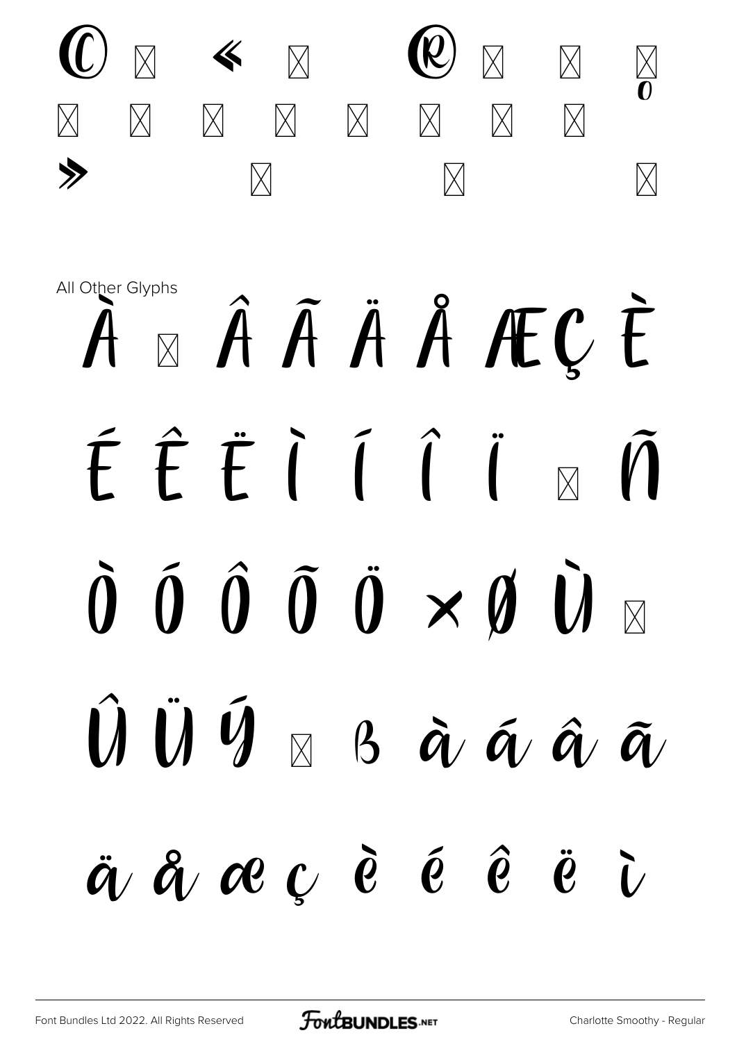© « ® º

»

All Other Glyphs

À Â Ã Ä Å Æ Ç È

É Ê Ë Ì Í Î Ï Ñ

Ò Ó Ô Õ Ö × Ø Ù

Û Ü Ý ß à á â ã

ä å æ ç è é ê ë ì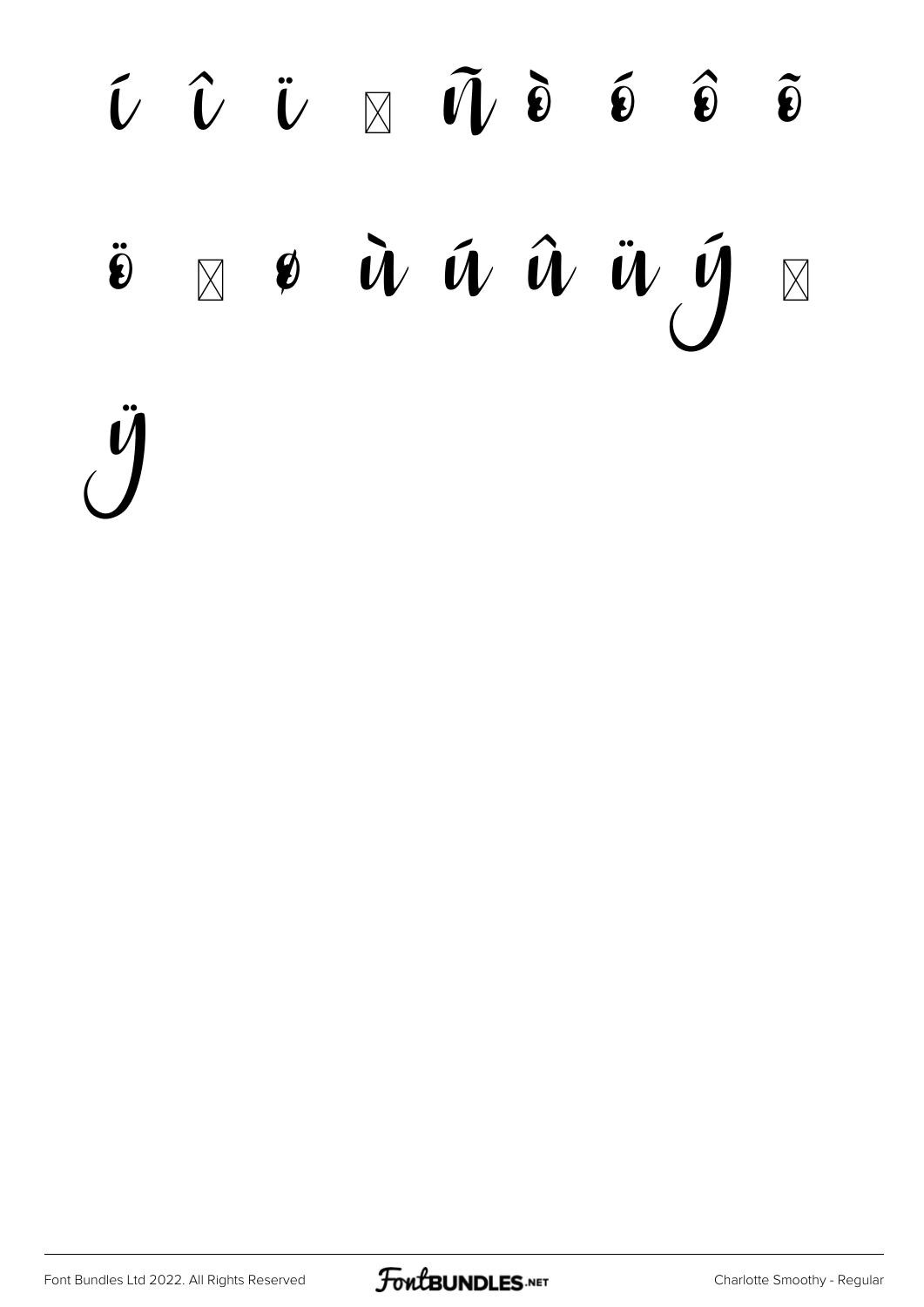í î ï ð ñ ò ó ô õ

ö ÷ ø ù ú û ü ý þ

ÿ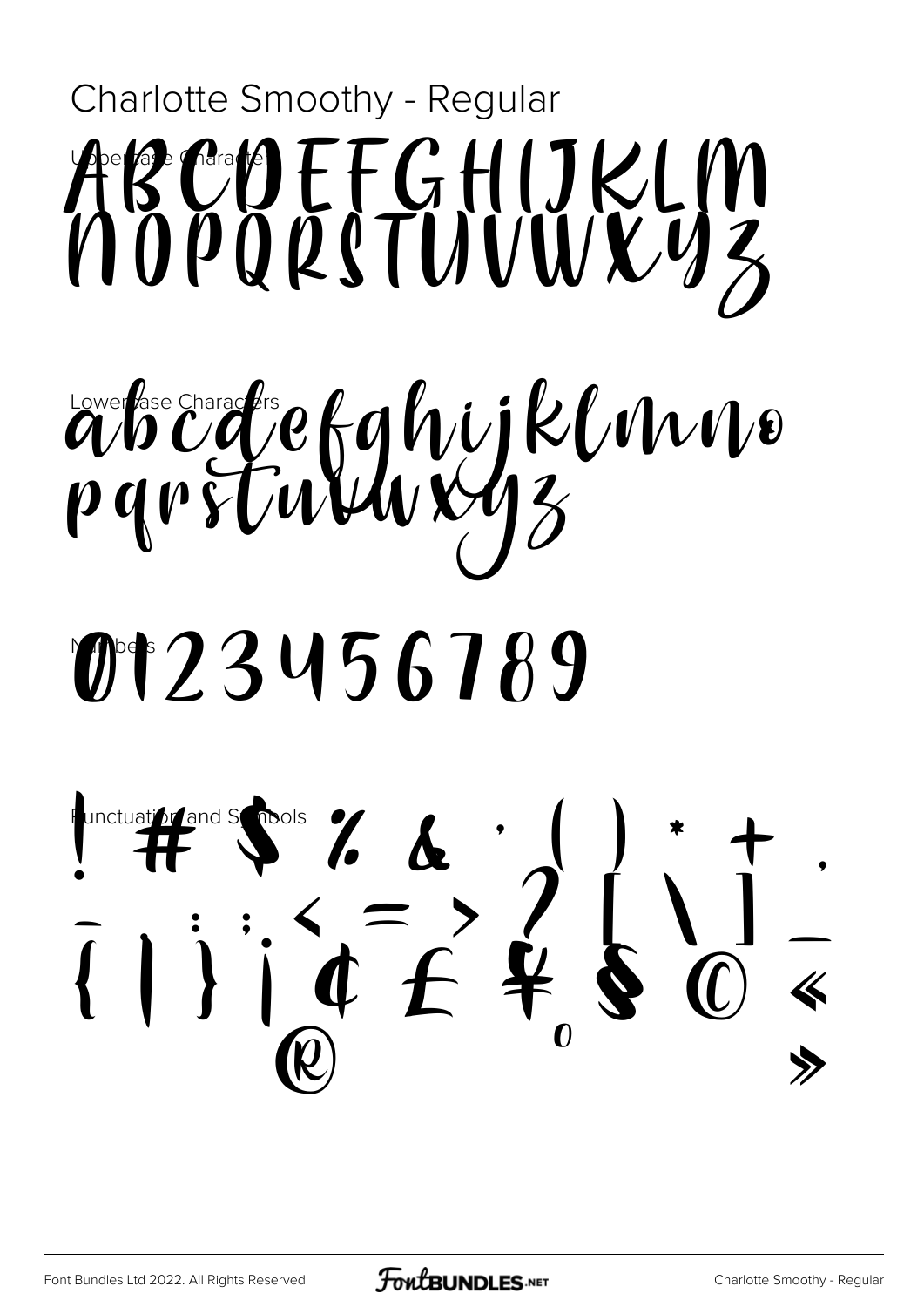# Charlotte Smoothy - Regular

Uppercase Characters

ABCDEFGHIJKLM
NOPQRSTUVWXYZ

Lowercase Characters

abcdefghijklmno
pqrstuvwxyz

Numbers

0123456789

Punctuation and Symbols

! # $ % & ' ( ) * + ,
- . / : ; < = > ? [ \ ] _
{ | } ¡ ¢ £ ¥ § © «
® ° »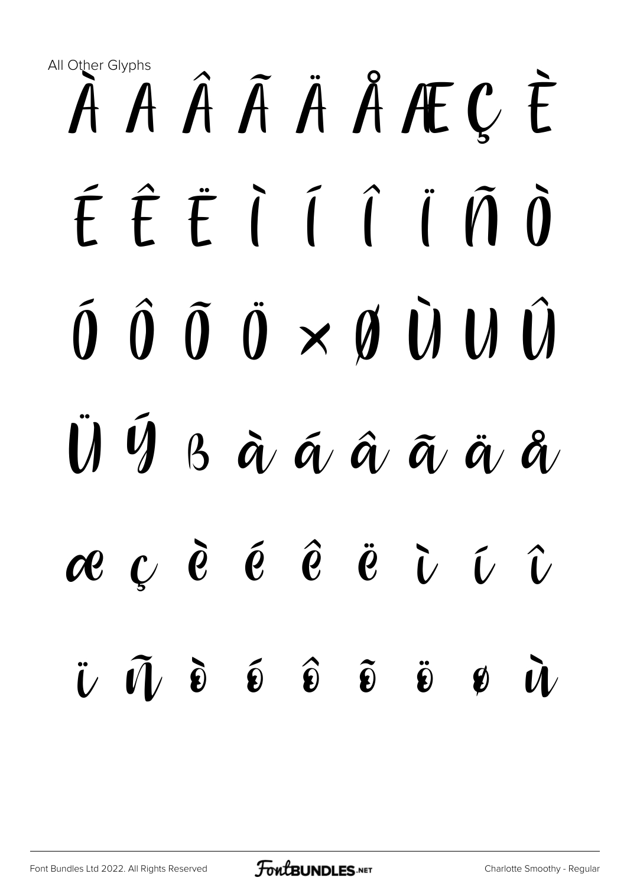All Other Glyphs

À Á Â Ã Ä Å Æ Ç È

É Ê Ë Ì Í Î Ï Ñ Ò

Ó Ô Õ Ö × Ø Ù Ú Û

Ü Ý ß à á â ã ä å

æ ç è é ê ë ì í î

ï ñ ò ó ô õ ö ø ù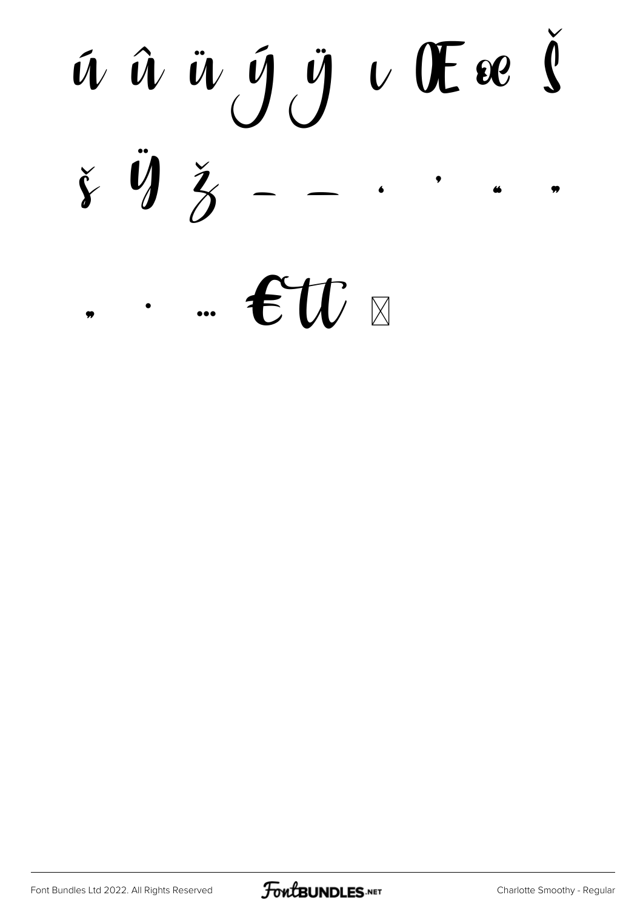ú û ü ý ÿ ı Œ œ Š

š Ÿ ž – — ‘ ’ “ ”

„ • … € ﬀ